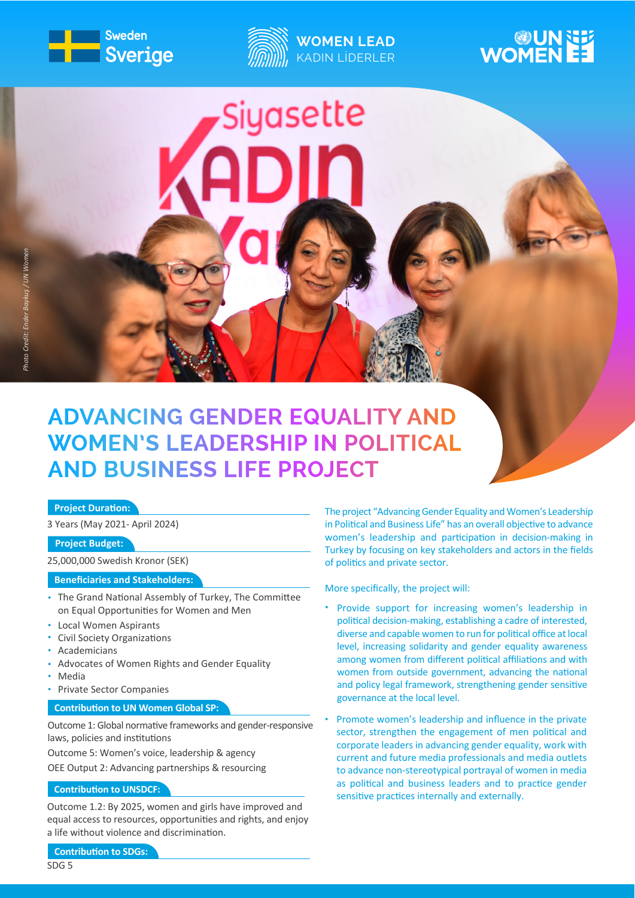Sweden Sverige

WOMEN LEAD
KADIN LİDERLER

UN WOMEN

*Photo Credit: Ender Baykuş / UN Women*

# ADVANCING GENDER EQUALITY AND WOMEN'S LEADERSHIP IN POLITICAL AND BUSINESS LIFE PROJECT

**Project Duration:**

3 Years (May 2021- April 2024)

**Project Budget:**

25,000,000 Swedish Kronor (SEK)

**Beneficiaries and Stakeholders:**

- The Grand National Assembly of Turkey, The Committee on Equal Opportunities for Women and Men
- Local Women Aspirants
- Civil Society Organizations
- Academicians
- Advocates of Women Rights and Gender Equality
- Media
- Private Sector Companies

**Contribution to UN Women Global SP:**

Outcome 1: Global normative frameworks and gender-responsive laws, policies and institutions

Outcome 5: Women's voice, leadership & agency

OEE Output 2: Advancing partnerships & resourcing

**Contribution to UNSDCF:**

Outcome 1.2: By 2025, women and girls have improved and equal access to resources, opportunities and rights, and enjoy a life without violence and discrimination.

**Contribution to SDGs:**

SDG 5

The project "Advancing Gender Equality and Women's Leadership in Political and Business Life" has an overall objective to advance women's leadership and participation in decision-making in Turkey by focusing on key stakeholders and actors in the fields of politics and private sector.

More specifically, the project will:

- Provide support for increasing women's leadership in political decision-making, establishing a cadre of interested, diverse and capable women to run for political office at local level, increasing solidarity and gender equality awareness among women from different political affiliations and with women from outside government, advancing the national and policy legal framework, strengthening gender sensitive governance at the local level.
- Promote women's leadership and influence in the private sector, strengthen the engagement of men political and corporate leaders in advancing gender equality, work with current and future media professionals and media outlets to advance non-stereotypical portrayal of women in media as political and business leaders and to practice gender sensitive practices internally and externally.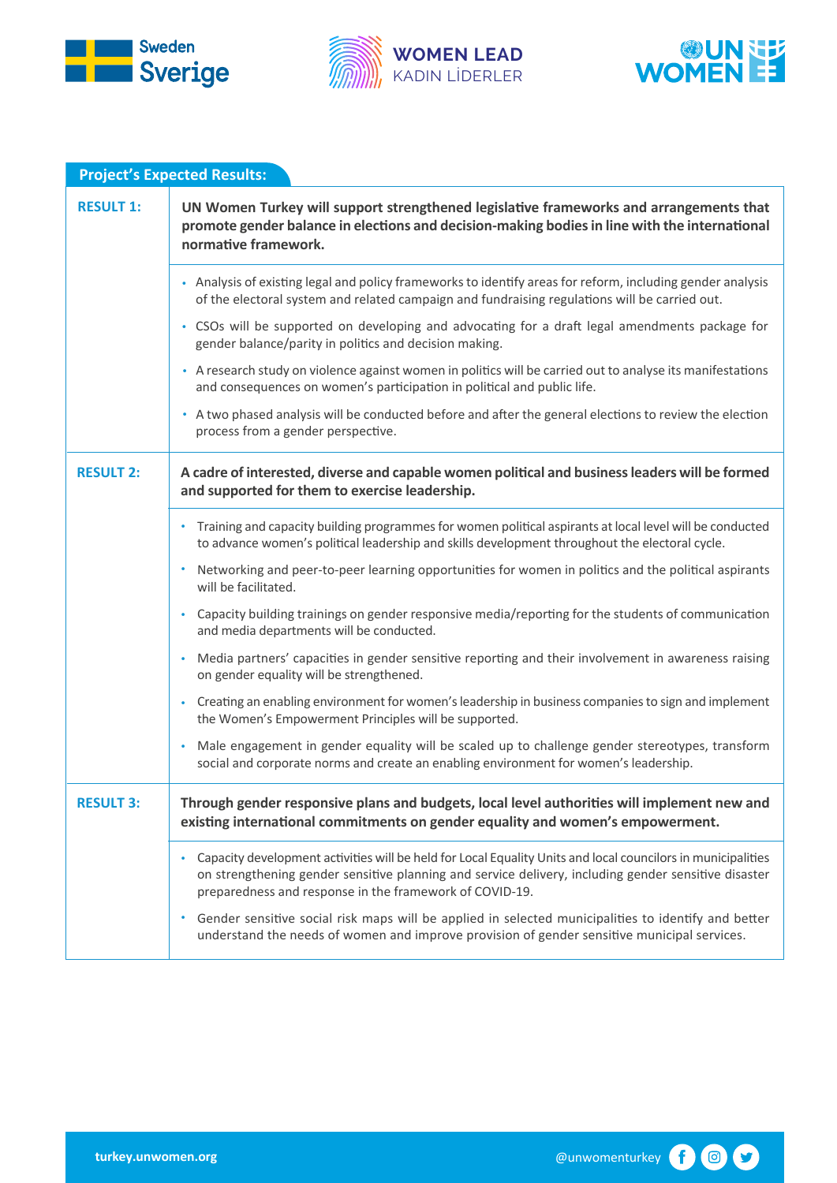## Project's Expected Results:

| | |
|---|---|
| **RESULT 1:** | **UN Women Turkey will support strengthened legislative frameworks and arrangements that promote gender balance in elections and decision-making bodies in line with the international normative framework.** |
| | • Analysis of existing legal and policy frameworks to identify areas for reform, including gender analysis of the electoral system and related campaign and fundraising regulations will be carried out.<br>• CSOs will be supported on developing and advocating for a draft legal amendments package for gender balance/parity in politics and decision making.<br>• A research study on violence against women in politics will be carried out to analyse its manifestations and consequences on women's participation in political and public life.<br>• A two phased analysis will be conducted before and after the general elections to review the election process from a gender perspective. |
| **RESULT 2:** | **A cadre of interested, diverse and capable women political and business leaders will be formed and supported for them to exercise leadership.** |
| | • Training and capacity building programmes for women political aspirants at local level will be conducted to advance women's political leadership and skills development throughout the electoral cycle.<br>• Networking and peer-to-peer learning opportunities for women in politics and the political aspirants will be facilitated.<br>• Capacity building trainings on gender responsive media/reporting for the students of communication and media departments will be conducted.<br>• Media partners' capacities in gender sensitive reporting and their involvement in awareness raising on gender equality will be strengthened.<br>• Creating an enabling environment for women's leadership in business companies to sign and implement the Women's Empowerment Principles will be supported.<br>• Male engagement in gender equality will be scaled up to challenge gender stereotypes, transform social and corporate norms and create an enabling environment for women's leadership. |
| **RESULT 3:** | **Through gender responsive plans and budgets, local level authorities will implement new and existing international commitments on gender equality and women's empowerment.** |
| | • Capacity development activities will be held for Local Equality Units and local councilors in municipalities on strengthening gender sensitive planning and service delivery, including gender sensitive disaster preparedness and response in the framework of COVID-19.<br>• Gender sensitive social risk maps will be applied in selected municipalities to identify and better understand the needs of women and improve provision of gender sensitive municipal services. |